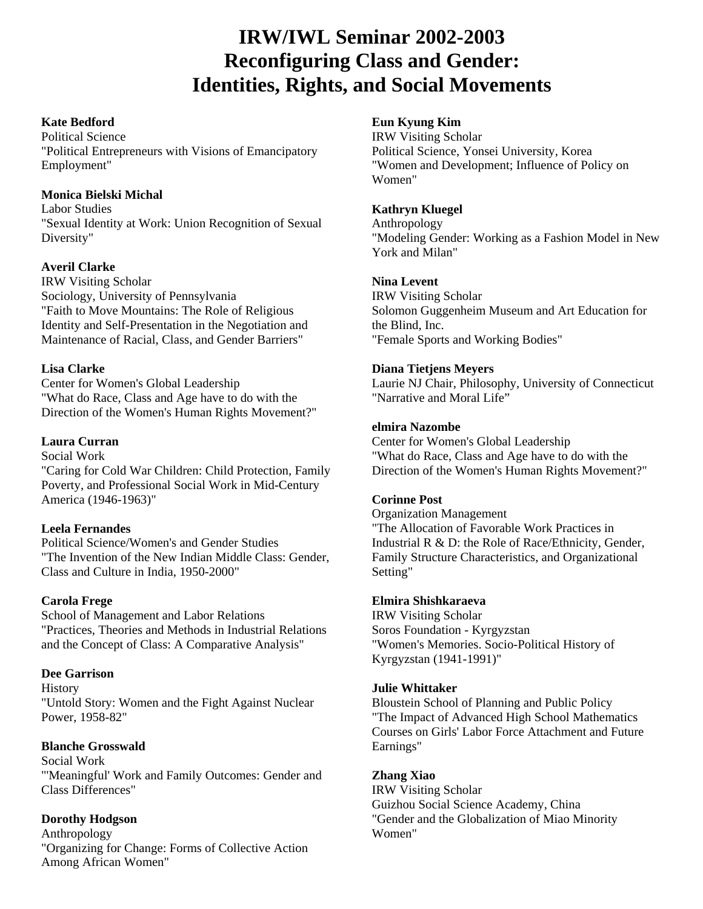# IRW/IWL Seminar 2002-2003
# Reconfiguring Class and Gender: Identities, Rights, and Social Movements

**Kate Bedford**
Political Science
"Political Entrepreneurs with Visions of Emancipatory Employment"

**Monica Bielski Michal**
Labor Studies
"Sexual Identity at Work: Union Recognition of Sexual Diversity"

**Averil Clarke**
IRW Visiting Scholar
Sociology, University of Pennsylvania
"Faith to Move Mountains: The Role of Religious Identity and Self-Presentation in the Negotiation and Maintenance of Racial, Class, and Gender Barriers"

**Lisa Clarke**
Center for Women's Global Leadership
"What do Race, Class and Age have to do with the Direction of the Women's Human Rights Movement?"

**Laura Curran**
Social Work
"Caring for Cold War Children: Child Protection, Family Poverty, and Professional Social Work in Mid-Century America (1946-1963)"

**Leela Fernandes**
Political Science/Women's and Gender Studies
"The Invention of the New Indian Middle Class: Gender, Class and Culture in India, 1950-2000"

**Carola Frege**
School of Management and Labor Relations
"Practices, Theories and Methods in Industrial Relations and the Concept of Class: A Comparative Analysis"

**Dee Garrison**
History
"Untold Story: Women and the Fight Against Nuclear Power, 1958-82"

**Blanche Grosswald**
Social Work
"'Meaningful' Work and Family Outcomes: Gender and Class Differences"

**Dorothy Hodgson**
Anthropology
"Organizing for Change: Forms of Collective Action Among African Women"

**Eun Kyung Kim**
IRW Visiting Scholar
Political Science, Yonsei University, Korea
"Women and Development; Influence of Policy on Women"

**Kathryn Kluegel**
Anthropology
"Modeling Gender: Working as a Fashion Model in New York and Milan"

**Nina Levent**
IRW Visiting Scholar
Solomon Guggenheim Museum and Art Education for the Blind, Inc.
"Female Sports and Working Bodies"

**Diana Tietjens Meyers**
Laurie NJ Chair, Philosophy, University of Connecticut
"Narrative and Moral Life"

**elmira Nazombe**
Center for Women's Global Leadership
"What do Race, Class and Age have to do with the Direction of the Women's Human Rights Movement?"

**Corinne Post**
Organization Management
"The Allocation of Favorable Work Practices in Industrial R & D: the Role of Race/Ethnicity, Gender, Family Structure Characteristics, and Organizational Setting"

**Elmira Shishkaraeva**
IRW Visiting Scholar
Soros Foundation - Kyrgyzstan
"Women's Memories. Socio-Political History of Kyrgyzstan (1941-1991)"

**Julie Whittaker**
Bloustein School of Planning and Public Policy
"The Impact of Advanced High School Mathematics Courses on Girls' Labor Force Attachment and Future Earnings"

**Zhang Xiao**
IRW Visiting Scholar
Guizhou Social Science Academy, China
"Gender and the Globalization of Miao Minority Women"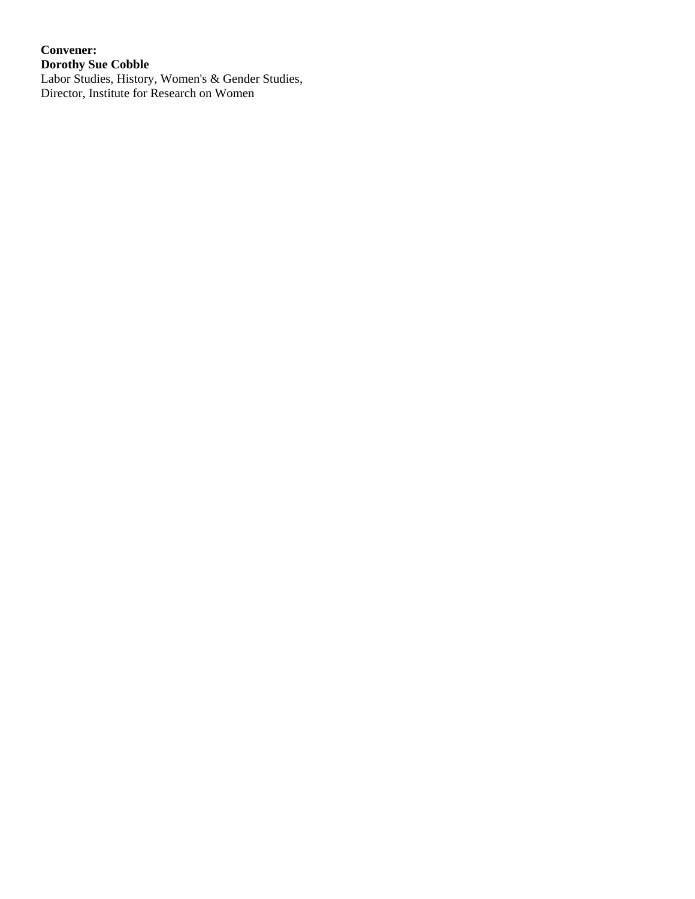**Convener:**
**Dorothy Sue Cobble**
Labor Studies, History, Women's & Gender Studies,
Director, Institute for Research on Women